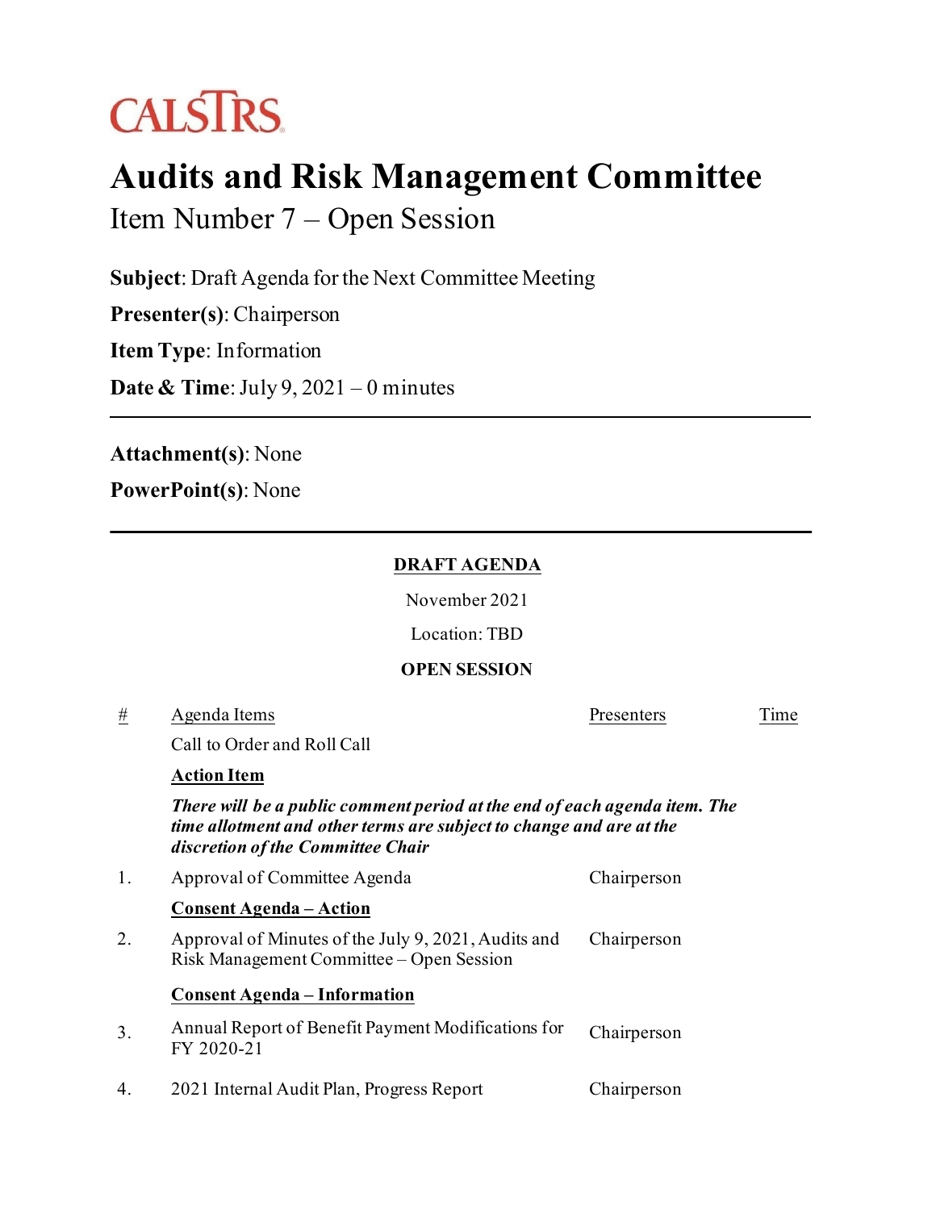CALSTRS

# Audits and Risk Management Committee

## Item Number 7 – Open Session

**Subject**: Draft Agenda for the Next Committee Meeting

**Presenter(s)**: Chairperson

**Item Type**: Information

**Date & Time**: July 9, 2021 – 0 minutes

---

**Attachment(s)**: None

**PowerPoint(s)**: None

---

**DRAFT AGENDA**

November 2021

Location: TBD

**OPEN SESSION**

| # | Agenda Items | Presenters | Time |
|---|---|---|---|
| | Call to Order and Roll Call | | |
| | **Action Item** | | |
| | ***There will be a public comment period at the end of each agenda item. The time allotment and other terms are subject to change and are at the discretion of the Committee Chair*** | | |
| 1. | Approval of Committee Agenda | Chairperson | |
| | **Consent Agenda – Action** | | |
| 2. | Approval of Minutes of the July 9, 2021, Audits and Risk Management Committee – Open Session | Chairperson | |
| | **Consent Agenda – Information** | | |
| 3. | Annual Report of Benefit Payment Modifications for FY 2020-21 | Chairperson | |
| 4. | 2021 Internal Audit Plan, Progress Report | Chairperson | |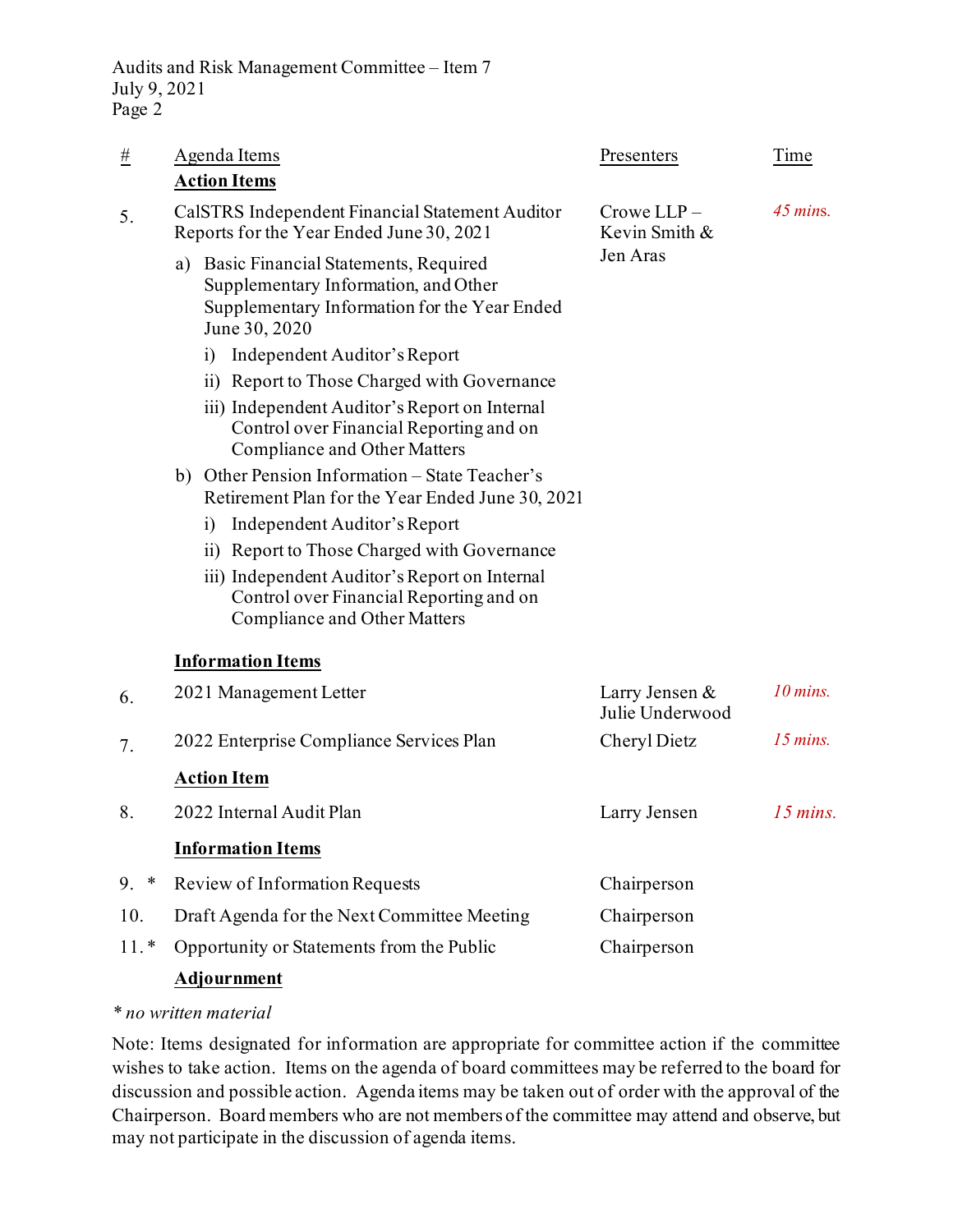| # | Agenda Items | Presenters | Time |
|---|---|---|---|
| | **Action Items** | | |
| 5. | CalSTRS Independent Financial Statement Auditor Reports for the Year Ended June 30, 2021<br>a) Basic Financial Statements, Required Supplementary Information, and Other Supplementary Information for the Year Ended June 30, 2020<br>i) Independent Auditor's Report<br>ii) Report to Those Charged with Governance<br>iii) Independent Auditor's Report on Internal Control over Financial Reporting and on Compliance and Other Matters<br>b) Other Pension Information – State Teacher's Retirement Plan for the Year Ended June 30, 2021<br>i) Independent Auditor's Report<br>ii) Report to Those Charged with Governance<br>iii) Independent Auditor's Report on Internal Control over Financial Reporting and on Compliance and Other Matters | Crowe LLP – Kevin Smith & Jen Aras | *45 mins.* |
| | **Information Items** | | |
| 6. | 2021 Management Letter | Larry Jensen & Julie Underwood | *10 mins.* |
| 7. | 2022 Enterprise Compliance Services Plan | Cheryl Dietz | *15 mins.* |
| | **Action Item** | | |
| 8. | 2022 Internal Audit Plan | Larry Jensen | *15 mins.* |
| | **Information Items** | | |
| 9. * | Review of Information Requests | Chairperson | |
| 10. | Draft Agenda for the Next Committee Meeting | Chairperson | |
| 11.* | Opportunity or Statements from the Public | Chairperson | |
| | **Adjournment** | | |

*\* no written material*

Note: Items designated for information are appropriate for committee action if the committee wishes to take action. Items on the agenda of board committees may be referred to the board for discussion and possible action. Agenda items may be taken out of order with the approval of the Chairperson. Board members who are not members of the committee may attend and observe, but may not participate in the discussion of agenda items.